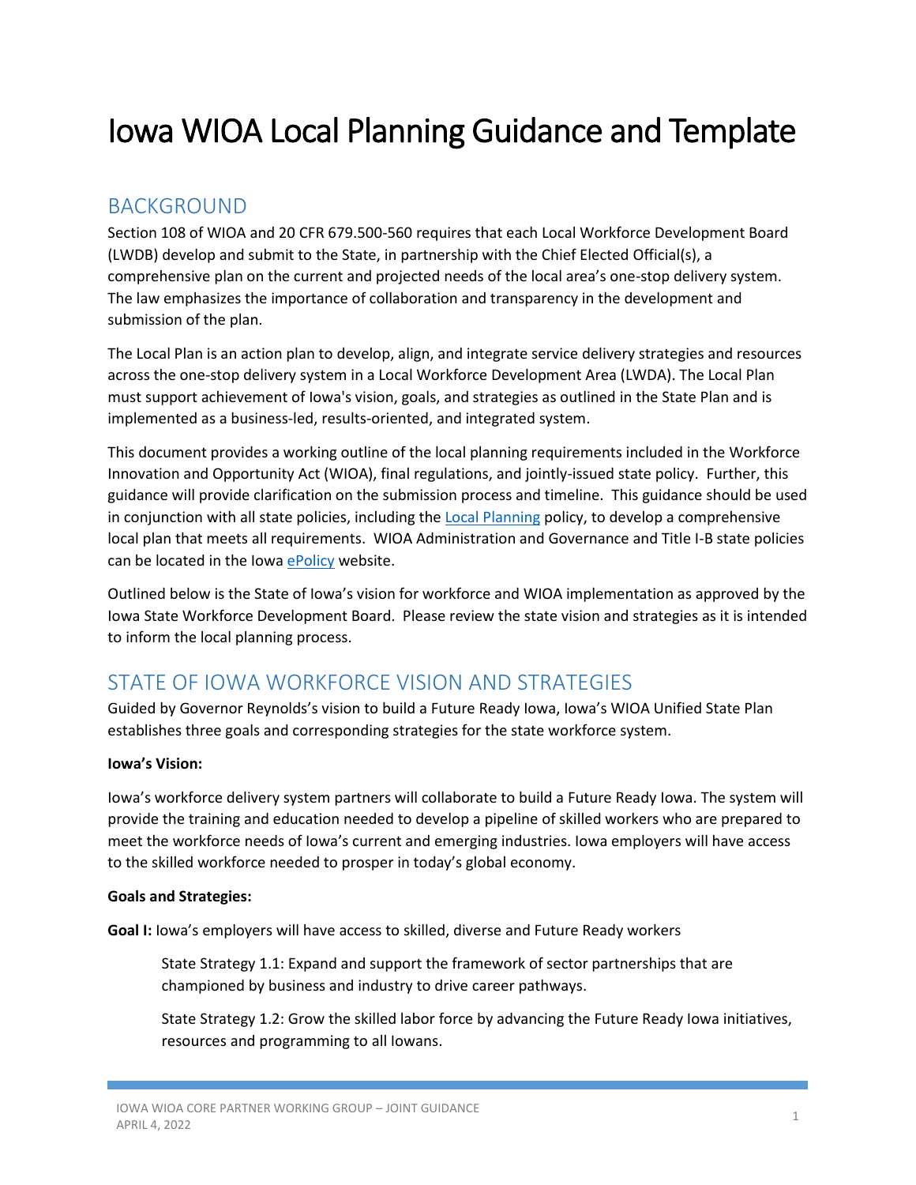# Iowa WIOA Local Planning Guidance and Template

## BACKGROUND

Section 108 of WIOA and 20 CFR 679.500-560 requires that each Local Workforce Development Board (LWDB) develop and submit to the State, in partnership with the Chief Elected Official(s), a comprehensive plan on the current and projected needs of the local area's one-stop delivery system. The law emphasizes the importance of collaboration and transparency in the development and submission of the plan.

The Local Plan is an action plan to develop, align, and integrate service delivery strategies and resources across the one-stop delivery system in a Local Workforce Development Area (LWDA). The Local Plan must support achievement of Iowa's vision, goals, and strategies as outlined in the State Plan and is implemented as a business-led, results-oriented, and integrated system.

This document provides a working outline of the local planning requirements included in the Workforce Innovation and Opportunity Act (WIOA), final regulations, and jointly-issued state policy. Further, this guidance will provide clarification on the submission process and timeline. This guidance should be used in conjunction with all state policies, including the Local Planning policy, to develop a comprehensive local plan that meets all requirements. WIOA Administration and Governance and Title I-B state policies can be located in the Iowa ePolicy website.

Outlined below is the State of Iowa's vision for workforce and WIOA implementation as approved by the Iowa State Workforce Development Board. Please review the state vision and strategies as it is intended to inform the local planning process.

## STATE OF IOWA WORKFORCE VISION AND STRATEGIES

Guided by Governor Reynolds's vision to build a Future Ready Iowa, Iowa's WIOA Unified State Plan establishes three goals and corresponding strategies for the state workforce system.

**Iowa's Vision:**

Iowa's workforce delivery system partners will collaborate to build a Future Ready Iowa. The system will provide the training and education needed to develop a pipeline of skilled workers who are prepared to meet the workforce needs of Iowa's current and emerging industries. Iowa employers will have access to the skilled workforce needed to prosper in today's global economy.

**Goals and Strategies:**

**Goal I:** Iowa's employers will have access to skilled, diverse and Future Ready workers

> State Strategy 1.1: Expand and support the framework of sector partnerships that are championed by business and industry to drive career pathways.
>
> State Strategy 1.2: Grow the skilled labor force by advancing the Future Ready Iowa initiatives, resources and programming to all Iowans.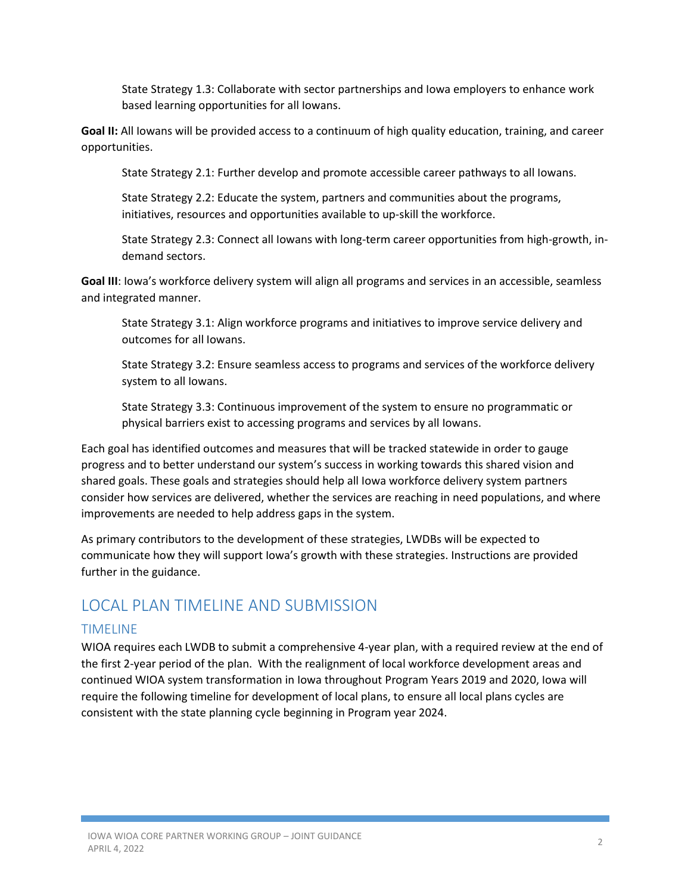State Strategy 1.3: Collaborate with sector partnerships and Iowa employers to enhance work based learning opportunities for all Iowans.

**Goal II:** All Iowans will be provided access to a continuum of high quality education, training, and career opportunities.

State Strategy 2.1: Further develop and promote accessible career pathways to all Iowans.

State Strategy 2.2: Educate the system, partners and communities about the programs, initiatives, resources and opportunities available to up-skill the workforce.

State Strategy 2.3: Connect all Iowans with long-term career opportunities from high-growth, in-demand sectors.

**Goal III**: Iowa's workforce delivery system will align all programs and services in an accessible, seamless and integrated manner.

State Strategy 3.1: Align workforce programs and initiatives to improve service delivery and outcomes for all Iowans.

State Strategy 3.2: Ensure seamless access to programs and services of the workforce delivery system to all Iowans.

State Strategy 3.3: Continuous improvement of the system to ensure no programmatic or physical barriers exist to accessing programs and services by all Iowans.

Each goal has identified outcomes and measures that will be tracked statewide in order to gauge progress and to better understand our system's success in working towards this shared vision and shared goals. These goals and strategies should help all Iowa workforce delivery system partners consider how services are delivered, whether the services are reaching in need populations, and where improvements are needed to help address gaps in the system.

As primary contributors to the development of these strategies, LWDBs will be expected to communicate how they will support Iowa's growth with these strategies. Instructions are provided further in the guidance.

## LOCAL PLAN TIMELINE AND SUBMISSION

### TIMELINE

WIOA requires each LWDB to submit a comprehensive 4-year plan, with a required review at the end of the first 2-year period of the plan. With the realignment of local workforce development areas and continued WIOA system transformation in Iowa throughout Program Years 2019 and 2020, Iowa will require the following timeline for development of local plans, to ensure all local plans cycles are consistent with the state planning cycle beginning in Program year 2024.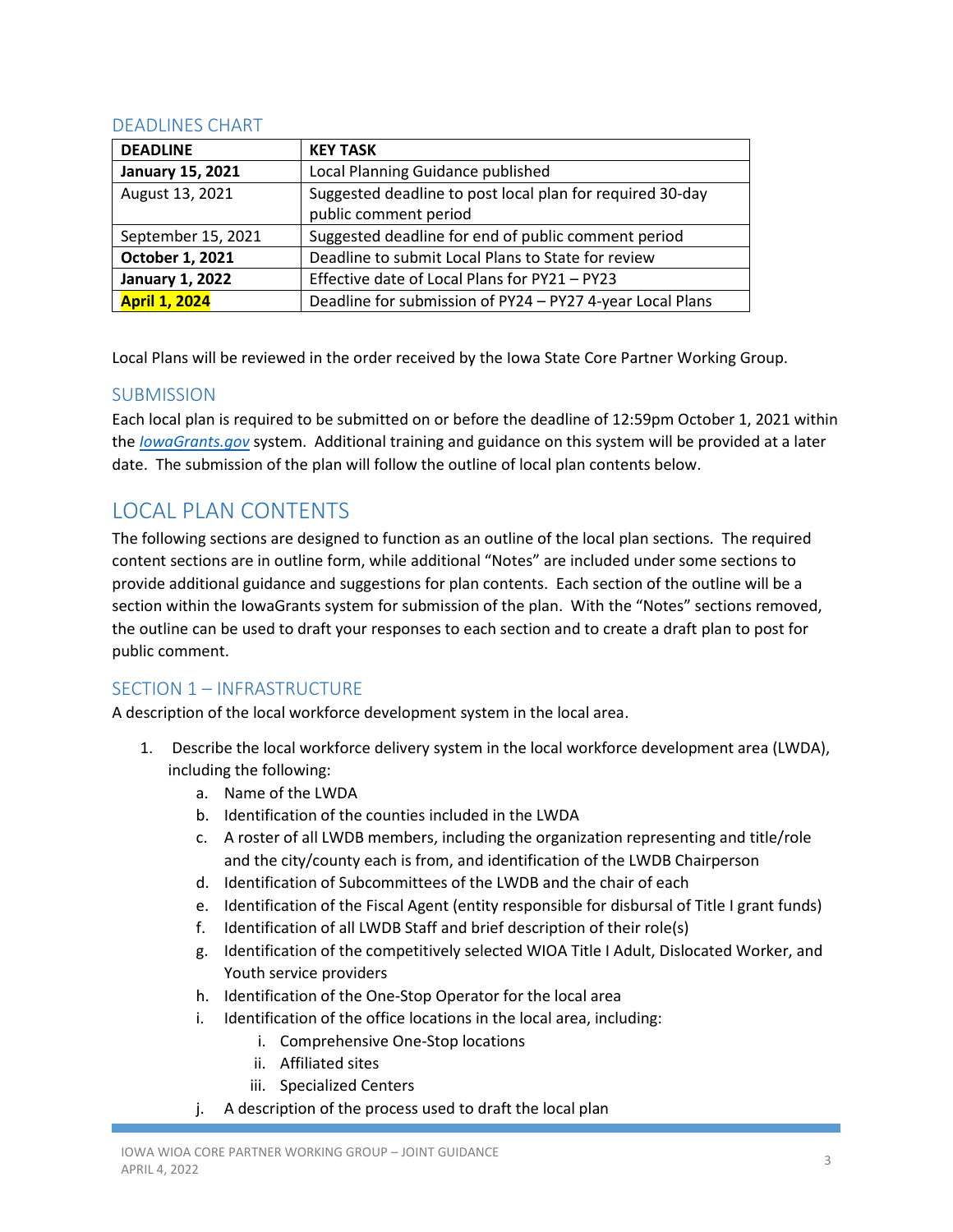## DEADLINES CHART

| DEADLINE | KEY TASK |
|---|---|
| **January 15, 2021** | Local Planning Guidance published |
| August 13, 2021 | Suggested deadline to post local plan for required 30-day public comment period |
| September 15, 2021 | Suggested deadline for end of public comment period |
| **October 1, 2021** | Deadline to submit Local Plans to State for review |
| **January 1, 2022** | Effective date of Local Plans for PY21 – PY23 |
| **April 1, 2024** | Deadline for submission of PY24 – PY27 4-year Local Plans |

Local Plans will be reviewed in the order received by the Iowa State Core Partner Working Group.

## SUBMISSION

Each local plan is required to be submitted on or before the deadline of 12:59pm October 1, 2021 within the *IowaGrants.gov* system. Additional training and guidance on this system will be provided at a later date. The submission of the plan will follow the outline of local plan contents below.

# LOCAL PLAN CONTENTS

The following sections are designed to function as an outline of the local plan sections. The required content sections are in outline form, while additional "Notes" are included under some sections to provide additional guidance and suggestions for plan contents. Each section of the outline will be a section within the IowaGrants system for submission of the plan. With the "Notes" sections removed, the outline can be used to draft your responses to each section and to create a draft plan to post for public comment.

## SECTION 1 – INFRASTRUCTURE

A description of the local workforce development system in the local area.

1. Describe the local workforce delivery system in the local workforce development area (LWDA), including the following:
   a. Name of the LWDA
   b. Identification of the counties included in the LWDA
   c. A roster of all LWDB members, including the organization representing and title/role and the city/county each is from, and identification of the LWDB Chairperson
   d. Identification of Subcommittees of the LWDB and the chair of each
   e. Identification of the Fiscal Agent (entity responsible for disbursal of Title I grant funds)
   f. Identification of all LWDB Staff and brief description of their role(s)
   g. Identification of the competitively selected WIOA Title I Adult, Dislocated Worker, and Youth service providers
   h. Identification of the One-Stop Operator for the local area
   i. Identification of the office locations in the local area, including:
      i. Comprehensive One-Stop locations
      ii. Affiliated sites
      iii. Specialized Centers
   j. A description of the process used to draft the local plan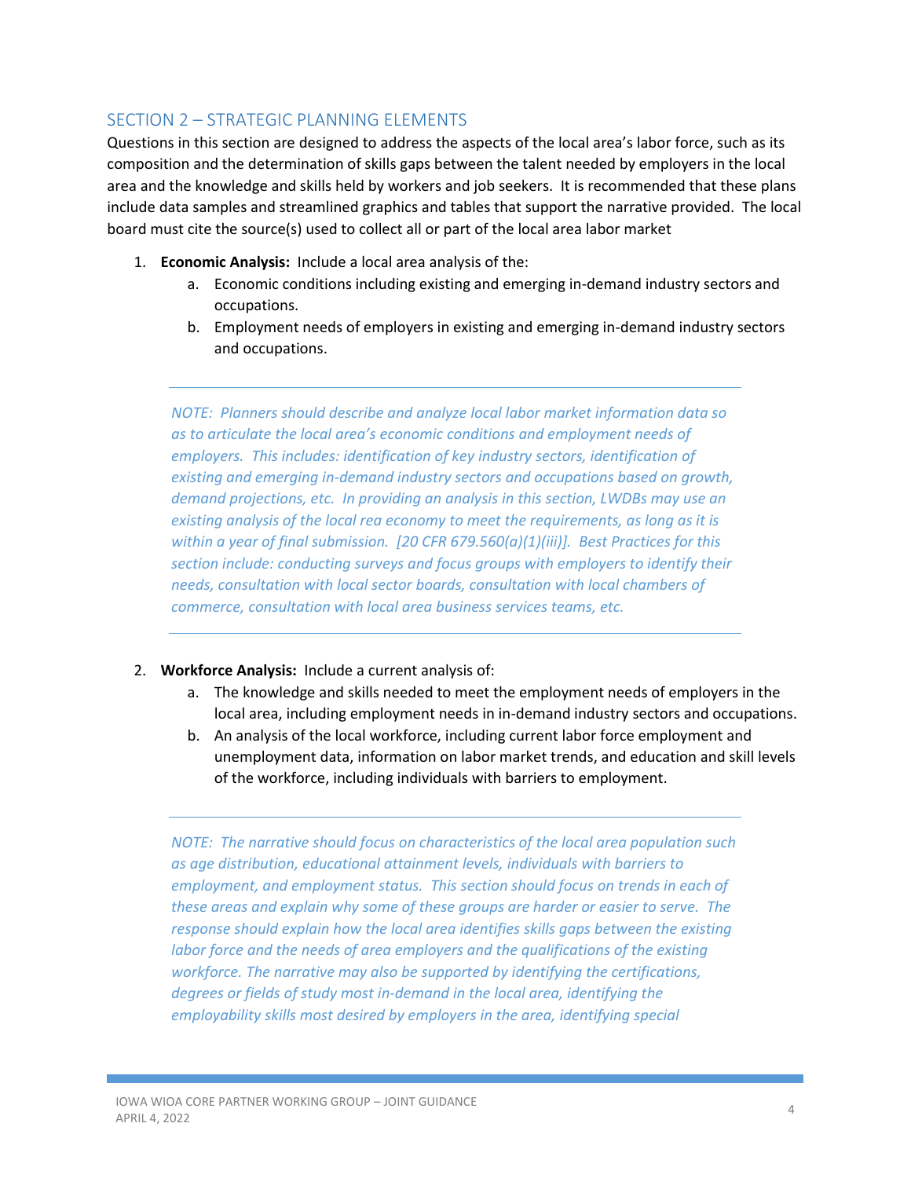## SECTION 2 – STRATEGIC PLANNING ELEMENTS

Questions in this section are designed to address the aspects of the local area's labor force, such as its composition and the determination of skills gaps between the talent needed by employers in the local area and the knowledge and skills held by workers and job seekers. It is recommended that these plans include data samples and streamlined graphics and tables that support the narrative provided. The local board must cite the source(s) used to collect all or part of the local area labor market

1. **Economic Analysis:** Include a local area analysis of the:
   a. Economic conditions including existing and emerging in-demand industry sectors and occupations.
   b. Employment needs of employers in existing and emerging in-demand industry sectors and occupations.

---

*NOTE: Planners should describe and analyze local labor market information data so as to articulate the local area's economic conditions and employment needs of employers. This includes: identification of key industry sectors, identification of existing and emerging in-demand industry sectors and occupations based on growth, demand projections, etc. In providing an analysis in this section, LWDBs may use an existing analysis of the local rea economy to meet the requirements, as long as it is within a year of final submission. [20 CFR 679.560(a)(1)(iii)]. Best Practices for this section include: conducting surveys and focus groups with employers to identify their needs, consultation with local sector boards, consultation with local chambers of commerce, consultation with local area business services teams, etc.*

---

2. **Workforce Analysis:** Include a current analysis of:
   a. The knowledge and skills needed to meet the employment needs of employers in the local area, including employment needs in in-demand industry sectors and occupations.
   b. An analysis of the local workforce, including current labor force employment and unemployment data, information on labor market trends, and education and skill levels of the workforce, including individuals with barriers to employment.

---

*NOTE: The narrative should focus on characteristics of the local area population such as age distribution, educational attainment levels, individuals with barriers to employment, and employment status. This section should focus on trends in each of these areas and explain why some of these groups are harder or easier to serve. The response should explain how the local area identifies skills gaps between the existing labor force and the needs of area employers and the qualifications of the existing workforce. The narrative may also be supported by identifying the certifications, degrees or fields of study most in-demand in the local area, identifying the employability skills most desired by employers in the area, identifying special*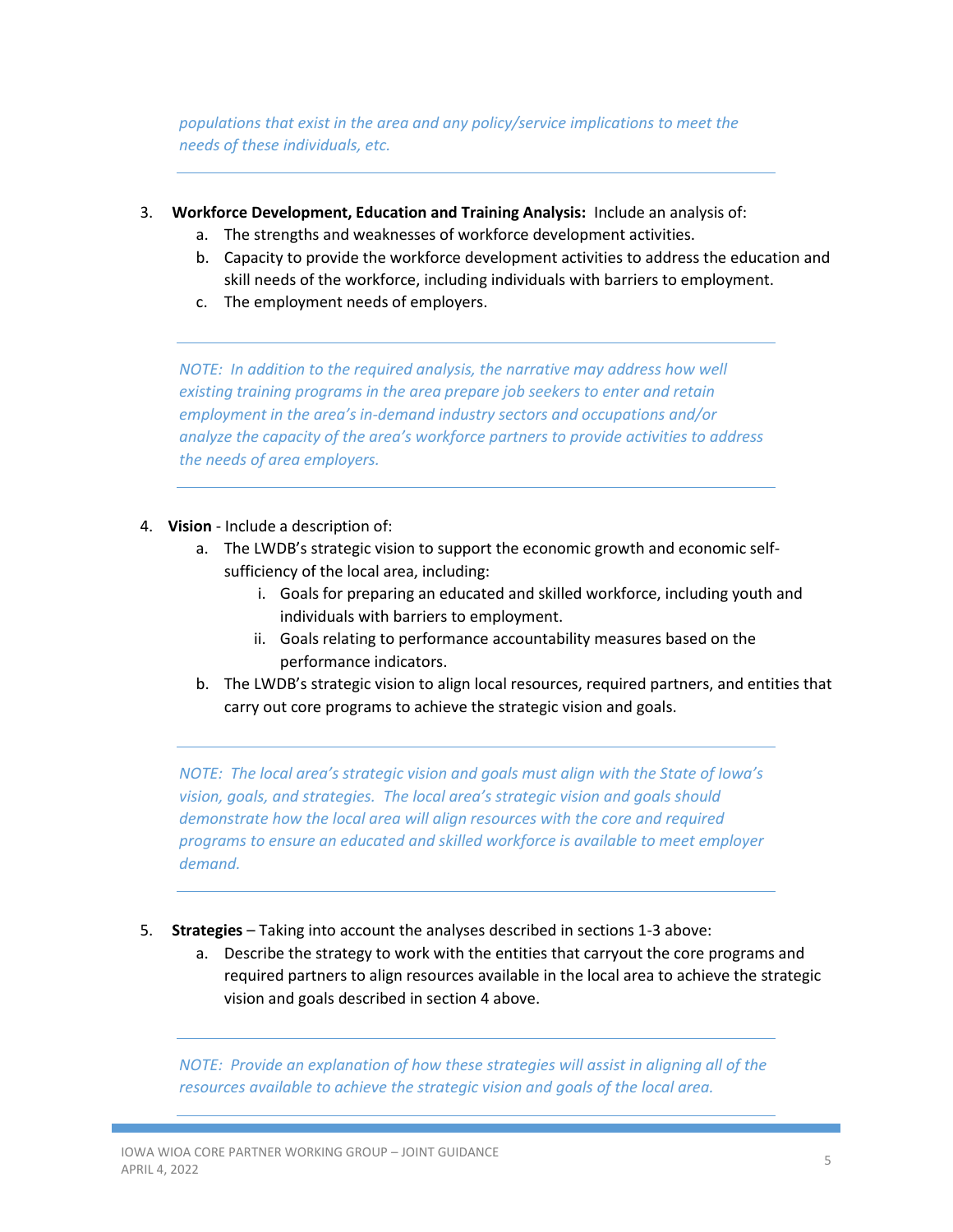*populations that exist in the area and any policy/service implications to meet the needs of these individuals, etc.*

---

3. **Workforce Development, Education and Training Analysis:** Include an analysis of:
   a. The strengths and weaknesses of workforce development activities.
   b. Capacity to provide the workforce development activities to address the education and skill needs of the workforce, including individuals with barriers to employment.
   c. The employment needs of employers.

---

*NOTE: In addition to the required analysis, the narrative may address how well existing training programs in the area prepare job seekers to enter and retain employment in the area's in-demand industry sectors and occupations and/or analyze the capacity of the area's workforce partners to provide activities to address the needs of area employers.*

---

4. **Vision** - Include a description of:
   a. The LWDB's strategic vision to support the economic growth and economic self-sufficiency of the local area, including:
      i. Goals for preparing an educated and skilled workforce, including youth and individuals with barriers to employment.
      ii. Goals relating to performance accountability measures based on the performance indicators.
   b. The LWDB's strategic vision to align local resources, required partners, and entities that carry out core programs to achieve the strategic vision and goals.

---

*NOTE: The local area's strategic vision and goals must align with the State of Iowa's vision, goals, and strategies. The local area's strategic vision and goals should demonstrate how the local area will align resources with the core and required programs to ensure an educated and skilled workforce is available to meet employer demand.*

---

5. **Strategies** – Taking into account the analyses described in sections 1-3 above:
   a. Describe the strategy to work with the entities that carryout the core programs and required partners to align resources available in the local area to achieve the strategic vision and goals described in section 4 above.

---

*NOTE: Provide an explanation of how these strategies will assist in aligning all of the resources available to achieve the strategic vision and goals of the local area.*

---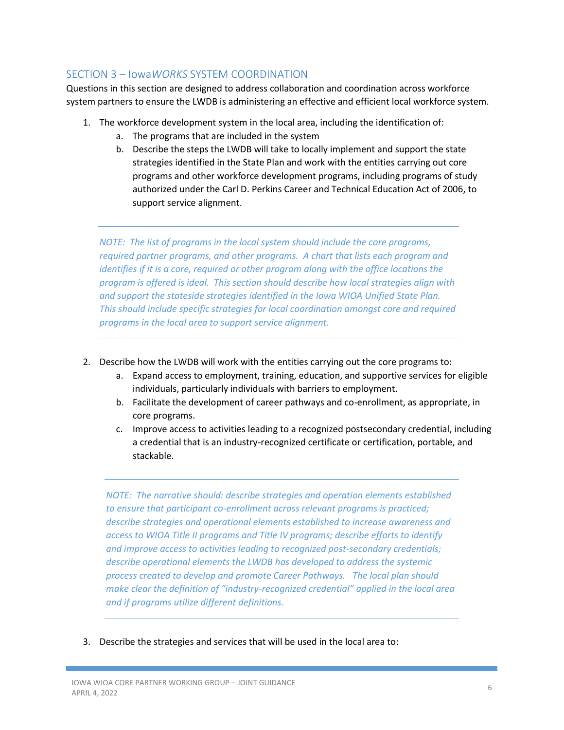## SECTION 3 – Iowa*WORKS* SYSTEM COORDINATION

Questions in this section are designed to address collaboration and coordination across workforce system partners to ensure the LWDB is administering an effective and efficient local workforce system.

1. The workforce development system in the local area, including the identification of:
   a. The programs that are included in the system
   b. Describe the steps the LWDB will take to locally implement and support the state strategies identified in the State Plan and work with the entities carrying out core programs and other workforce development programs, including programs of study authorized under the Carl D. Perkins Career and Technical Education Act of 2006, to support service alignment.

---

*NOTE: The list of programs in the local system should include the core programs, required partner programs, and other programs. A chart that lists each program and identifies if it is a core, required or other program along with the office locations the program is offered is ideal. This section should describe how local strategies align with and support the stateside strategies identified in the Iowa WIOA Unified State Plan. This should include specific strategies for local coordination amongst core and required programs in the local area to support service alignment.*

---

2. Describe how the LWDB will work with the entities carrying out the core programs to:
   a. Expand access to employment, training, education, and supportive services for eligible individuals, particularly individuals with barriers to employment.
   b. Facilitate the development of career pathways and co-enrollment, as appropriate, in core programs.
   c. Improve access to activities leading to a recognized postsecondary credential, including a credential that is an industry-recognized certificate or certification, portable, and stackable.

---

*NOTE: The narrative should: describe strategies and operation elements established to ensure that participant co-enrollment across relevant programs is practiced; describe strategies and operational elements established to increase awareness and access to WIOA Title II programs and Title IV programs; describe efforts to identify and improve access to activities leading to recognized post-secondary credentials; describe operational elements the LWDB has developed to address the systemic process created to develop and promote Career Pathways. The local plan should make clear the definition of "industry-recognized credential" applied in the local area and if programs utilize different definitions.*

---

3. Describe the strategies and services that will be used in the local area to: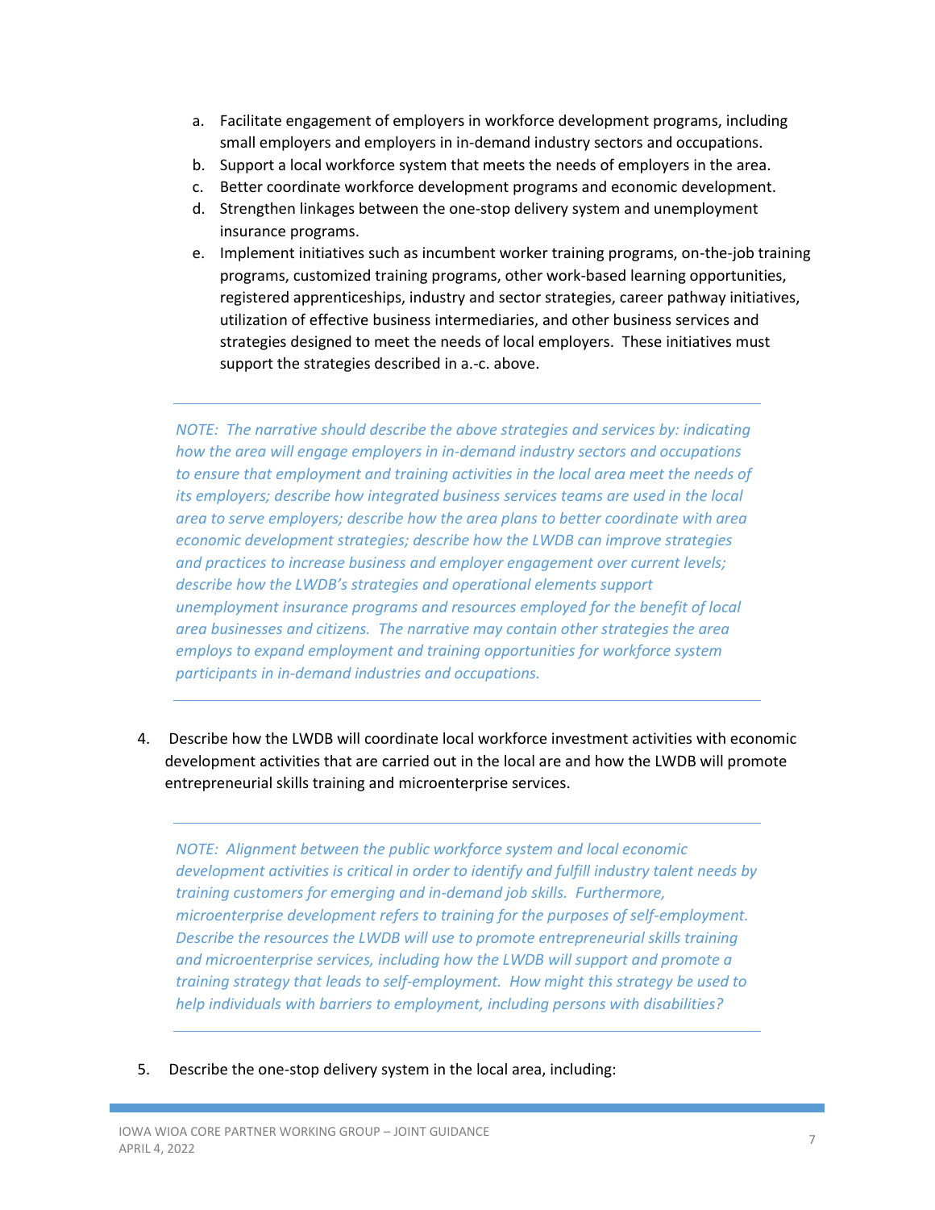a. Facilitate engagement of employers in workforce development programs, including small employers and employers in in-demand industry sectors and occupations.
b. Support a local workforce system that meets the needs of employers in the area.
c. Better coordinate workforce development programs and economic development.
d. Strengthen linkages between the one-stop delivery system and unemployment insurance programs.
e. Implement initiatives such as incumbent worker training programs, on-the-job training programs, customized training programs, other work-based learning opportunities, registered apprenticeships, industry and sector strategies, career pathway initiatives, utilization of effective business intermediaries, and other business services and strategies designed to meet the needs of local employers. These initiatives must support the strategies described in a.-c. above.

---

*NOTE: The narrative should describe the above strategies and services by: indicating how the area will engage employers in in-demand industry sectors and occupations to ensure that employment and training activities in the local area meet the needs of its employers; describe how integrated business services teams are used in the local area to serve employers; describe how the area plans to better coordinate with area economic development strategies; describe how the LWDB can improve strategies and practices to increase business and employer engagement over current levels; describe how the LWDB's strategies and operational elements support unemployment insurance programs and resources employed for the benefit of local area businesses and citizens. The narrative may contain other strategies the area employs to expand employment and training opportunities for workforce system participants in in-demand industries and occupations.*

---

4. Describe how the LWDB will coordinate local workforce investment activities with economic development activities that are carried out in the local are and how the LWDB will promote entrepreneurial skills training and microenterprise services.

---

*NOTE: Alignment between the public workforce system and local economic development activities is critical in order to identify and fulfill industry talent needs by training customers for emerging and in-demand job skills. Furthermore, microenterprise development refers to training for the purposes of self-employment. Describe the resources the LWDB will use to promote entrepreneurial skills training and microenterprise services, including how the LWDB will support and promote a training strategy that leads to self-employment. How might this strategy be used to help individuals with barriers to employment, including persons with disabilities?*

---

5. Describe the one-stop delivery system in the local area, including: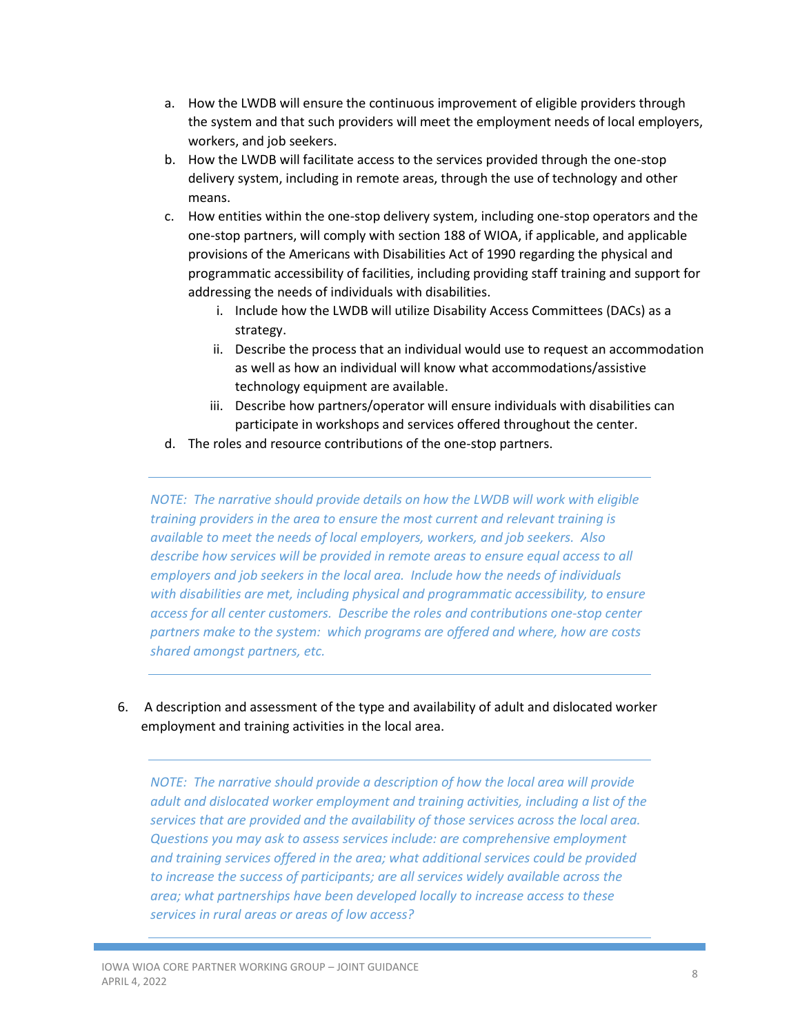a. How the LWDB will ensure the continuous improvement of eligible providers through the system and that such providers will meet the employment needs of local employers, workers, and job seekers.
b. How the LWDB will facilitate access to the services provided through the one-stop delivery system, including in remote areas, through the use of technology and other means.
c. How entities within the one-stop delivery system, including one-stop operators and the one-stop partners, will comply with section 188 of WIOA, if applicable, and applicable provisions of the Americans with Disabilities Act of 1990 regarding the physical and programmatic accessibility of facilities, including providing staff training and support for addressing the needs of individuals with disabilities.
    i. Include how the LWDB will utilize Disability Access Committees (DACs) as a strategy.
    ii. Describe the process that an individual would use to request an accommodation as well as how an individual will know what accommodations/assistive technology equipment are available.
    iii. Describe how partners/operator will ensure individuals with disabilities can participate in workshops and services offered throughout the center.
d. The roles and resource contributions of the one-stop partners.

---

*NOTE: The narrative should provide details on how the LWDB will work with eligible training providers in the area to ensure the most current and relevant training is available to meet the needs of local employers, workers, and job seekers. Also describe how services will be provided in remote areas to ensure equal access to all employers and job seekers in the local area. Include how the needs of individuals with disabilities are met, including physical and programmatic accessibility, to ensure access for all center customers. Describe the roles and contributions one-stop center partners make to the system: which programs are offered and where, how are costs shared amongst partners, etc.*

---

6. A description and assessment of the type and availability of adult and dislocated worker employment and training activities in the local area.

---

*NOTE: The narrative should provide a description of how the local area will provide adult and dislocated worker employment and training activities, including a list of the services that are provided and the availability of those services across the local area. Questions you may ask to assess services include: are comprehensive employment and training services offered in the area; what additional services could be provided to increase the success of participants; are all services widely available across the area; what partnerships have been developed locally to increase access to these services in rural areas or areas of low access?*

---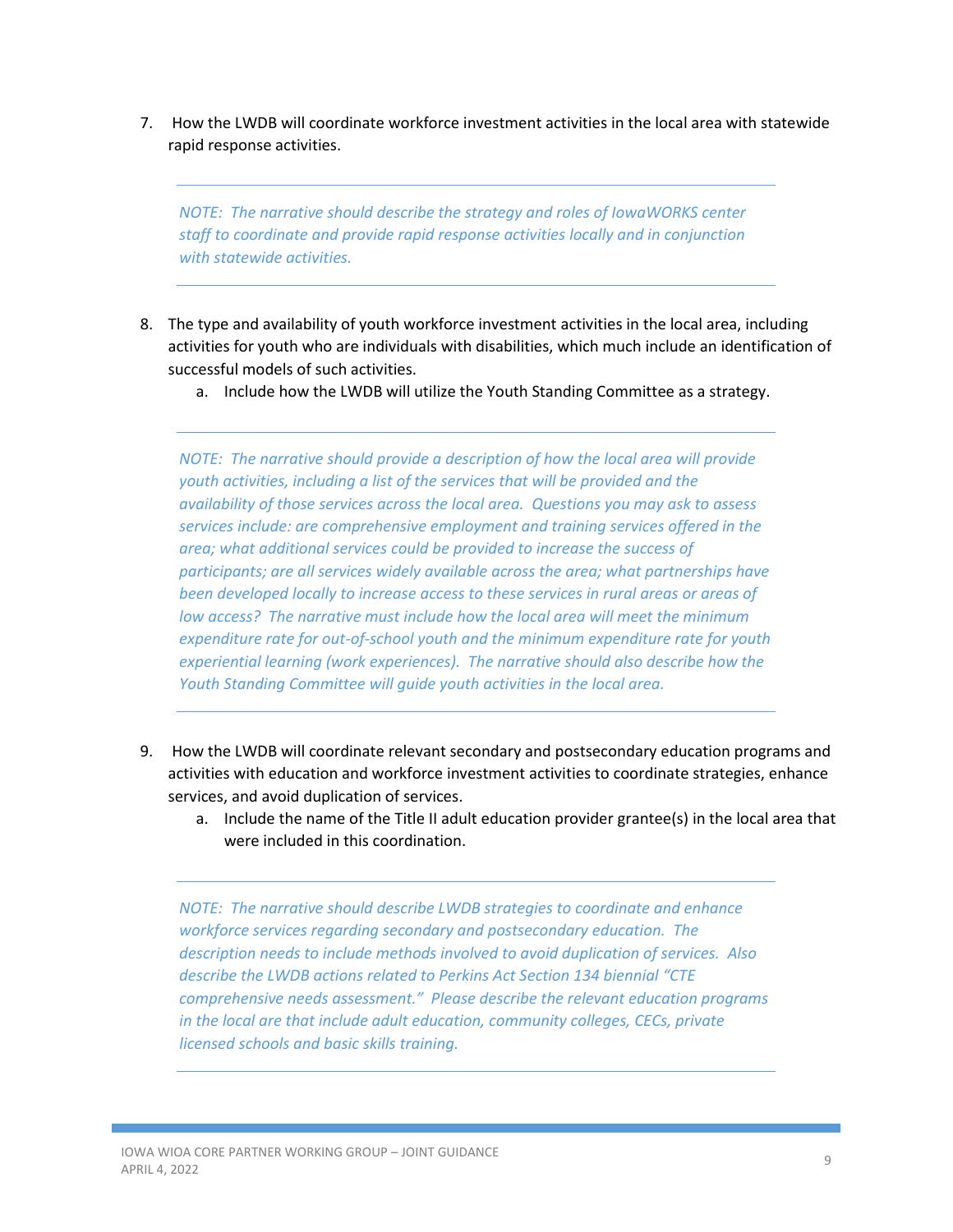7. How the LWDB will coordinate workforce investment activities in the local area with statewide rapid response activities.

---

*NOTE: The narrative should describe the strategy and roles of IowaWORKS center staff to coordinate and provide rapid response activities locally and in conjunction with statewide activities.*

---

8. The type and availability of youth workforce investment activities in the local area, including activities for youth who are individuals with disabilities, which much include an identification of successful models of such activities.
    a. Include how the LWDB will utilize the Youth Standing Committee as a strategy.

---

*NOTE: The narrative should provide a description of how the local area will provide youth activities, including a list of the services that will be provided and the availability of those services across the local area. Questions you may ask to assess services include: are comprehensive employment and training services offered in the area; what additional services could be provided to increase the success of participants; are all services widely available across the area; what partnerships have been developed locally to increase access to these services in rural areas or areas of low access? The narrative must include how the local area will meet the minimum expenditure rate for out-of-school youth and the minimum expenditure rate for youth experiential learning (work experiences). The narrative should also describe how the Youth Standing Committee will guide youth activities in the local area.*

---

9. How the LWDB will coordinate relevant secondary and postsecondary education programs and activities with education and workforce investment activities to coordinate strategies, enhance services, and avoid duplication of services.
    a. Include the name of the Title II adult education provider grantee(s) in the local area that were included in this coordination.

---

*NOTE: The narrative should describe LWDB strategies to coordinate and enhance workforce services regarding secondary and postsecondary education. The description needs to include methods involved to avoid duplication of services. Also describe the LWDB actions related to Perkins Act Section 134 biennial "CTE comprehensive needs assessment." Please describe the relevant education programs in the local are that include adult education, community colleges, CECs, private licensed schools and basic skills training.*

---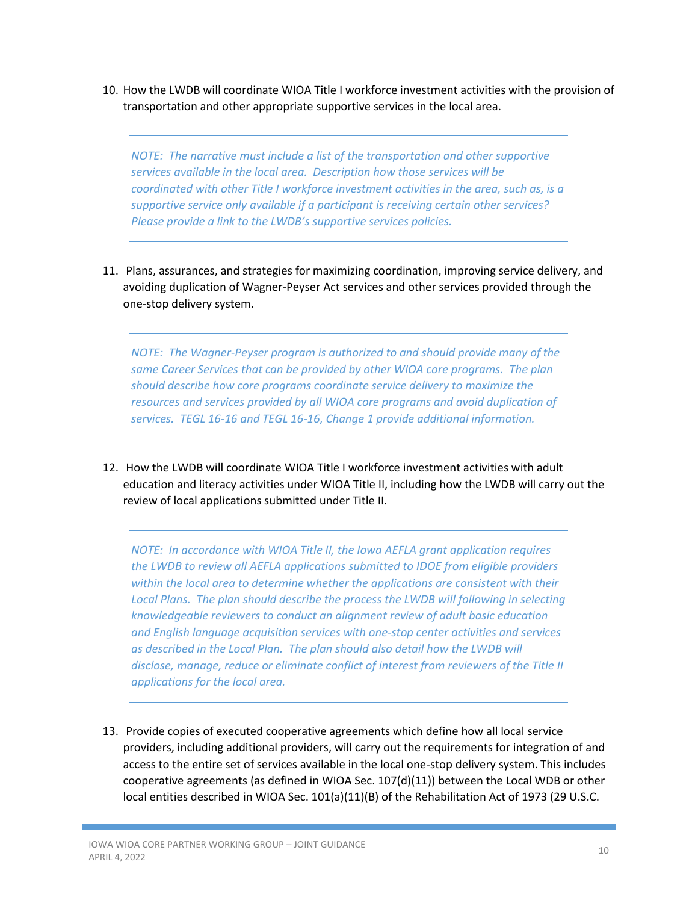10. How the LWDB will coordinate WIOA Title I workforce investment activities with the provision of transportation and other appropriate supportive services in the local area.

---

*NOTE: The narrative must include a list of the transportation and other supportive services available in the local area. Description how those services will be coordinated with other Title I workforce investment activities in the area, such as, is a supportive service only available if a participant is receiving certain other services? Please provide a link to the LWDB's supportive services policies.*

---

11. Plans, assurances, and strategies for maximizing coordination, improving service delivery, and avoiding duplication of Wagner-Peyser Act services and other services provided through the one-stop delivery system.

---

*NOTE: The Wagner-Peyser program is authorized to and should provide many of the same Career Services that can be provided by other WIOA core programs. The plan should describe how core programs coordinate service delivery to maximize the resources and services provided by all WIOA core programs and avoid duplication of services. TEGL 16-16 and TEGL 16-16, Change 1 provide additional information.*

---

12. How the LWDB will coordinate WIOA Title I workforce investment activities with adult education and literacy activities under WIOA Title II, including how the LWDB will carry out the review of local applications submitted under Title II.

---

*NOTE: In accordance with WIOA Title II, the Iowa AEFLA grant application requires the LWDB to review all AEFLA applications submitted to IDOE from eligible providers within the local area to determine whether the applications are consistent with their Local Plans. The plan should describe the process the LWDB will following in selecting knowledgeable reviewers to conduct an alignment review of adult basic education and English language acquisition services with one-stop center activities and services as described in the Local Plan. The plan should also detail how the LWDB will disclose, manage, reduce or eliminate conflict of interest from reviewers of the Title II applications for the local area.*

---

13. Provide copies of executed cooperative agreements which define how all local service providers, including additional providers, will carry out the requirements for integration of and access to the entire set of services available in the local one-stop delivery system. This includes cooperative agreements (as defined in WIOA Sec. 107(d)(11)) between the Local WDB or other local entities described in WIOA Sec. 101(a)(11)(B) of the Rehabilitation Act of 1973 (29 U.S.C.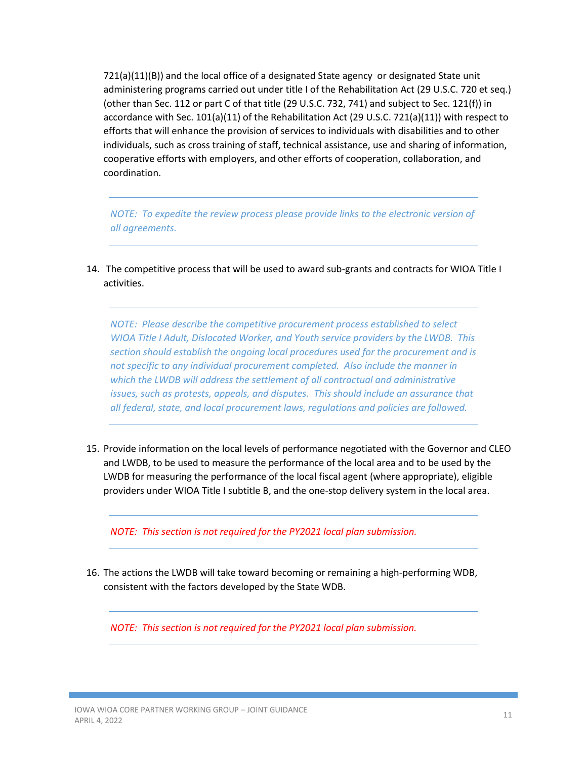721(a)(11)(B)) and the local office of a designated State agency or designated State unit administering programs carried out under title I of the Rehabilitation Act (29 U.S.C. 720 et seq.) (other than Sec. 112 or part C of that title (29 U.S.C. 732, 741) and subject to Sec. 121(f)) in accordance with Sec. 101(a)(11) of the Rehabilitation Act (29 U.S.C. 721(a)(11)) with respect to efforts that will enhance the provision of services to individuals with disabilities and to other individuals, such as cross training of staff, technical assistance, use and sharing of information, cooperative efforts with employers, and other efforts of cooperation, collaboration, and coordination.

---

*NOTE: To expedite the review process please provide links to the electronic version of all agreements.*

---

14. The competitive process that will be used to award sub-grants and contracts for WIOA Title I activities.

---

*NOTE: Please describe the competitive procurement process established to select WIOA Title I Adult, Dislocated Worker, and Youth service providers by the LWDB. This section should establish the ongoing local procedures used for the procurement and is not specific to any individual procurement completed. Also include the manner in which the LWDB will address the settlement of all contractual and administrative issues, such as protests, appeals, and disputes. This should include an assurance that all federal, state, and local procurement laws, regulations and policies are followed.*

---

15. Provide information on the local levels of performance negotiated with the Governor and CLEO and LWDB, to be used to measure the performance of the local area and to be used by the LWDB for measuring the performance of the local fiscal agent (where appropriate), eligible providers under WIOA Title I subtitle B, and the one-stop delivery system in the local area.

---

*NOTE: This section is not required for the PY2021 local plan submission.*

---

16. The actions the LWDB will take toward becoming or remaining a high-performing WDB, consistent with the factors developed by the State WDB.

---

*NOTE: This section is not required for the PY2021 local plan submission.*

---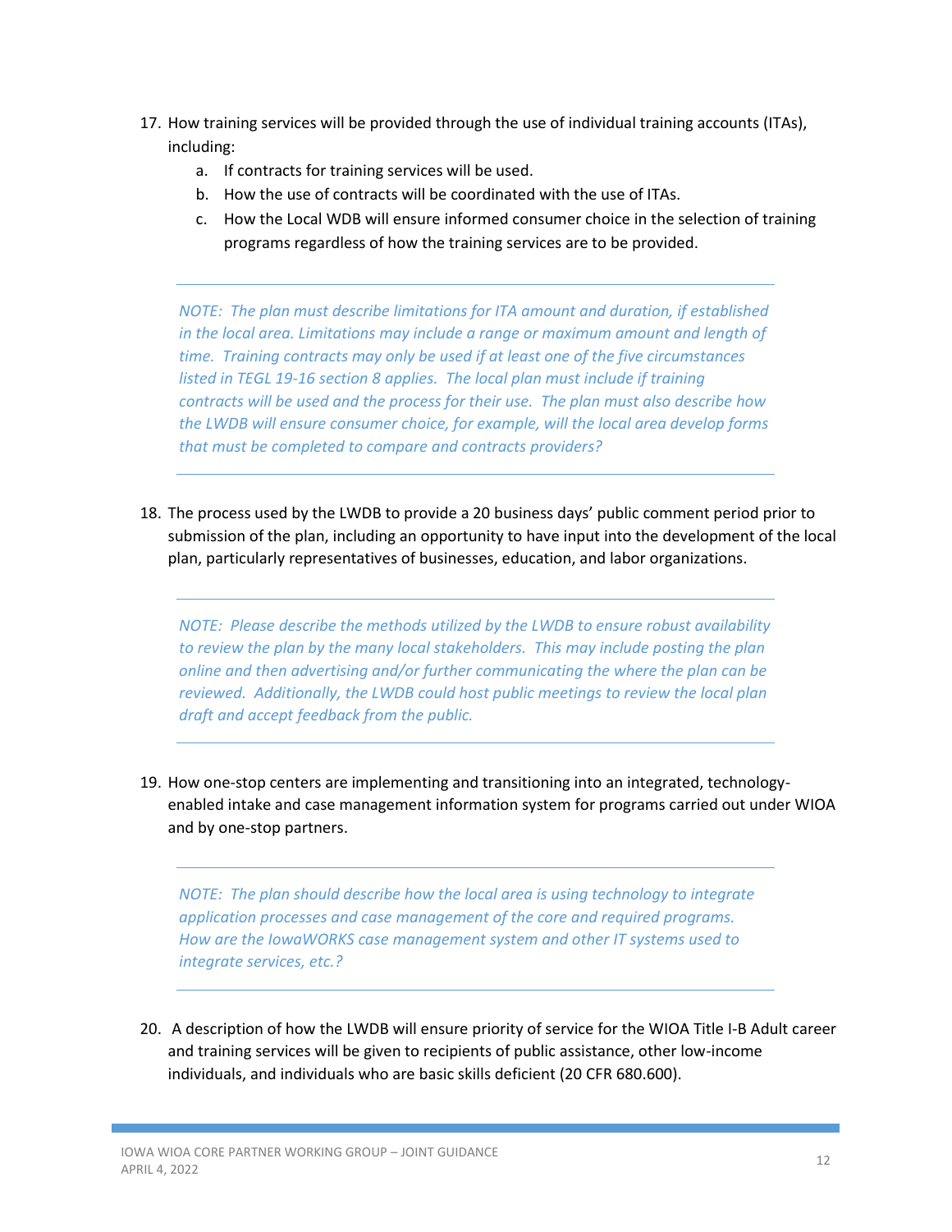17. How training services will be provided through the use of individual training accounts (ITAs), including:
    a. If contracts for training services will be used.
    b. How the use of contracts will be coordinated with the use of ITAs.
    c. How the Local WDB will ensure informed consumer choice in the selection of training programs regardless of how the training services are to be provided.

---

*NOTE: The plan must describe limitations for ITA amount and duration, if established in the local area. Limitations may include a range or maximum amount and length of time. Training contracts may only be used if at least one of the five circumstances listed in TEGL 19-16 section 8 applies. The local plan must include if training contracts will be used and the process for their use. The plan must also describe how the LWDB will ensure consumer choice, for example, will the local area develop forms that must be completed to compare and contracts providers?*

---

18. The process used by the LWDB to provide a 20 business days' public comment period prior to submission of the plan, including an opportunity to have input into the development of the local plan, particularly representatives of businesses, education, and labor organizations.

---

*NOTE: Please describe the methods utilized by the LWDB to ensure robust availability to review the plan by the many local stakeholders. This may include posting the plan online and then advertising and/or further communicating the where the plan can be reviewed. Additionally, the LWDB could host public meetings to review the local plan draft and accept feedback from the public.*

---

19. How one-stop centers are implementing and transitioning into an integrated, technology-enabled intake and case management information system for programs carried out under WIOA and by one-stop partners.

---

*NOTE: The plan should describe how the local area is using technology to integrate application processes and case management of the core and required programs. How are the IowaWORKS case management system and other IT systems used to integrate services, etc.?*

---

20. A description of how the LWDB will ensure priority of service for the WIOA Title I-B Adult career and training services will be given to recipients of public assistance, other low-income individuals, and individuals who are basic skills deficient (20 CFR 680.600).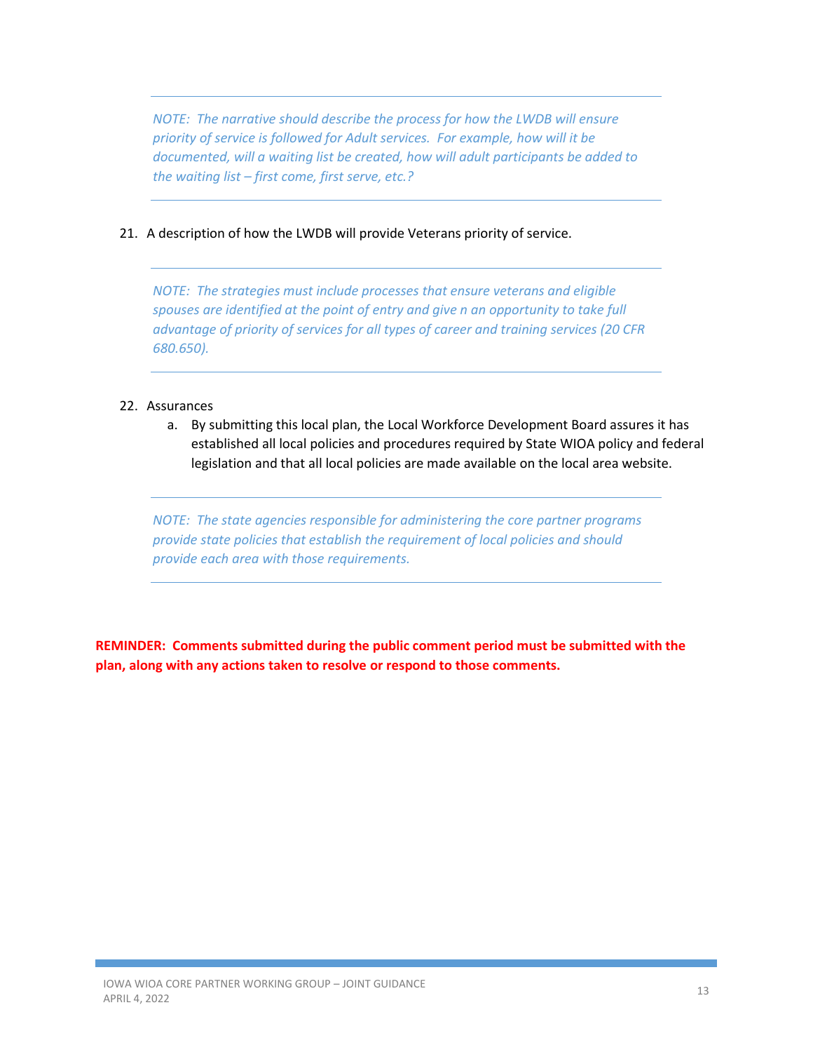---

*NOTE: The narrative should describe the process for how the LWDB will ensure priority of service is followed for Adult services. For example, how will it be documented, will a waiting list be created, how will adult participants be added to the waiting list – first come, first serve, etc.?*

---

21. A description of how the LWDB will provide Veterans priority of service.

---

*NOTE: The strategies must include processes that ensure veterans and eligible spouses are identified at the point of entry and give n an opportunity to take full advantage of priority of services for all types of career and training services (20 CFR 680.650).*

---

22. Assurances
    a. By submitting this local plan, the Local Workforce Development Board assures it has established all local policies and procedures required by State WIOA policy and federal legislation and that all local policies are made available on the local area website.

---

*NOTE: The state agencies responsible for administering the core partner programs provide state policies that establish the requirement of local policies and should provide each area with those requirements.*

---

**REMINDER: Comments submitted during the public comment period must be submitted with the plan, along with any actions taken to resolve or respond to those comments.**